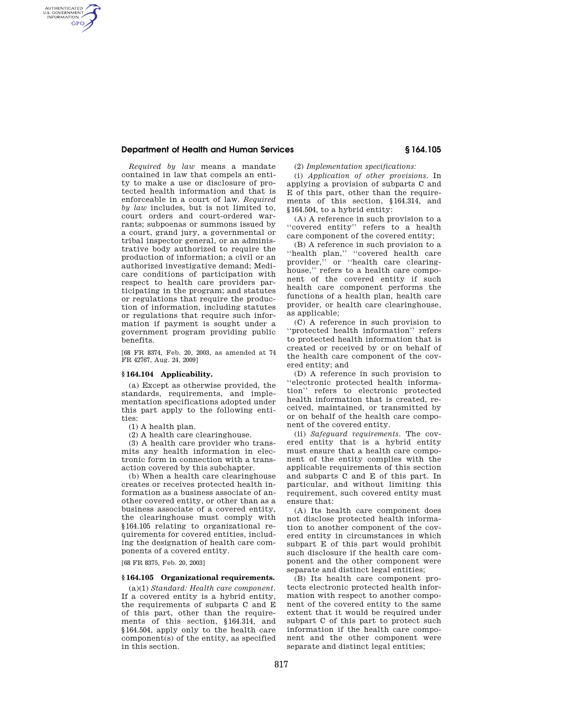*Required by law* means a mandate contained in law that compels an entity to make a use or disclosure of protected health information and that is enforceable in a court of law. *Required by law* includes, but is not limited to, court orders and court-ordered warrants; subpoenas or summons issued by a court, grand jury, a governmental or tribal inspector general, or an administrative body authorized to require the production of information; a civil or an authorized investigative demand; Medicare conditions of participation with respect to health care providers participating in the program; and statutes or regulations that require the production of information, including statutes or regulations that require such information if payment is sought under a government program providing public benefits.

[68 FR 8374, Feb. 20, 2003, as amended at 74 FR 42767, Aug. 24, 2009]

### § 164.104 Applicability.

(a) Except as otherwise provided, the standards, requirements, and implementation specifications adopted under this part apply to the following entities:

(1) A health plan.

(2) A health care clearinghouse.

(3) A health care provider who transmits any health information in electronic form in connection with a transaction covered by this subchapter.

(b) When a health care clearinghouse creates or receives protected health information as a business associate of another covered entity, or other than as a business associate of a covered entity, the clearinghouse must comply with §164.105 relating to organizational requirements for covered entities, including the designation of health care components of a covered entity.

[68 FR 8375, Feb. 20, 2003]

### § 164.105 Organizational requirements.

(a)(1) *Standard: Health care component.* If a covered entity is a hybrid entity, the requirements of subparts C and E of this part, other than the requirements of this section, §164.314, and §164.504, apply only to the health care component(s) of the entity, as specified in this section.

(2) *Implementation specifications:*

(i) *Application of other provisions.* In applying a provision of subparts C and E of this part, other than the requirements of this section, §164.314, and §164.504, to a hybrid entity:

(A) A reference in such provision to a ''covered entity'' refers to a health care component of the covered entity;

(B) A reference in such provision to a ''health plan,'' ''covered health care provider,'' or ''health care clearinghouse,'' refers to a health care component of the covered entity if such health care component performs the functions of a health plan, health care provider, or health care clearinghouse, as applicable;

(C) A reference in such provision to ''protected health information'' refers to protected health information that is created or received by or on behalf of the health care component of the covered entity; and

(D) A reference in such provision to ''electronic protected health information'' refers to electronic protected health information that is created, received, maintained, or transmitted by or on behalf of the health care component of the covered entity.

(ii) *Safeguard requirements.* The covered entity that is a hybrid entity must ensure that a health care component of the entity complies with the applicable requirements of this section and subparts C and E of this part. In particular, and without limiting this requirement, such covered entity must ensure that:

(A) Its health care component does not disclose protected health information to another component of the covered entity in circumstances in which subpart E of this part would prohibit such disclosure if the health care component and the other component were separate and distinct legal entities;

(B) Its health care component protects electronic protected health information with respect to another component of the covered entity to the same extent that it would be required under subpart C of this part to protect such information if the health care component and the other component were separate and distinct legal entities;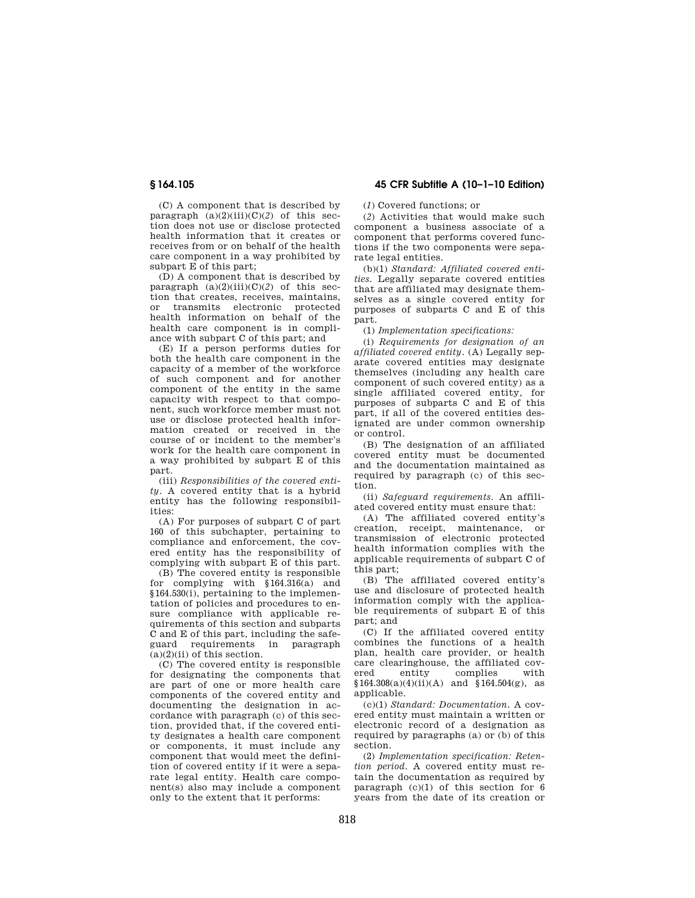(C) A component that is described by paragraph (a)(2)(iii)(C)(*2*) of this section does not use or disclose protected health information that it creates or receives from or on behalf of the health care component in a way prohibited by subpart E of this part;

(D) A component that is described by paragraph (a)(2)(iii)(C)(*2*) of this section that creates, receives, maintains, or transmits electronic protected health information on behalf of the health care component is in compliance with subpart C of this part; and

(E) If a person performs duties for both the health care component in the capacity of a member of the workforce of such component and for another component of the entity in the same capacity with respect to that component, such workforce member must not use or disclose protected health information created or received in the course of or incident to the member's work for the health care component in a way prohibited by subpart E of this part.

(iii) *Responsibilities of the covered entity*. A covered entity that is a hybrid entity has the following responsibilities:

(A) For purposes of subpart C of part 160 of this subchapter, pertaining to compliance and enforcement, the covered entity has the responsibility of complying with subpart E of this part.

(B) The covered entity is responsible for complying with §164.316(a) and §164.530(i), pertaining to the implementation of policies and procedures to ensure compliance with applicable requirements of this section and subparts C and E of this part, including the safeguard requirements in paragraph (a)(2)(ii) of this section.

(C) The covered entity is responsible for designating the components that are part of one or more health care components of the covered entity and documenting the designation in accordance with paragraph (c) of this section, provided that, if the covered entity designates a health care component or components, it must include any component that would meet the definition of covered entity if it were a separate legal entity. Health care component(s) also may include a component only to the extent that it performs:

(*1*) Covered functions; or

(*2*) Activities that would make such component a business associate of a component that performs covered functions if the two components were separate legal entities.

(b)(1) *Standard: Affiliated covered entities*. Legally separate covered entities that are affiliated may designate themselves as a single covered entity for purposes of subparts C and E of this part.

(1) *Implementation specifications:*

(i) *Requirements for designation of an affiliated covered entity*. (A) Legally separate covered entities may designate themselves (including any health care component of such covered entity) as a single affiliated covered entity, for purposes of subparts C and E of this part, if all of the covered entities designated are under common ownership or control.

(B) The designation of an affiliated covered entity must be documented and the documentation maintained as required by paragraph (c) of this section.

(ii) *Safeguard requirements*. An affiliated covered entity must ensure that:

(A) The affiliated covered entity's creation, receipt, maintenance, or transmission of electronic protected health information complies with the applicable requirements of subpart C of this part;

(B) The affiliated covered entity's use and disclosure of protected health information comply with the applicable requirements of subpart E of this part; and

(C) If the affiliated covered entity combines the functions of a health plan, health care provider, or health care clearinghouse, the affiliated covered entity complies with §164.308(a)(4)(ii)(A) and §164.504(g), as applicable.

(c)(1) *Standard: Documentation*. A covered entity must maintain a written or electronic record of a designation as required by paragraphs (a) or (b) of this section.

(2) *Implementation specification: Retention period*. A covered entity must retain the documentation as required by paragraph (c)(1) of this section for 6 years from the date of its creation or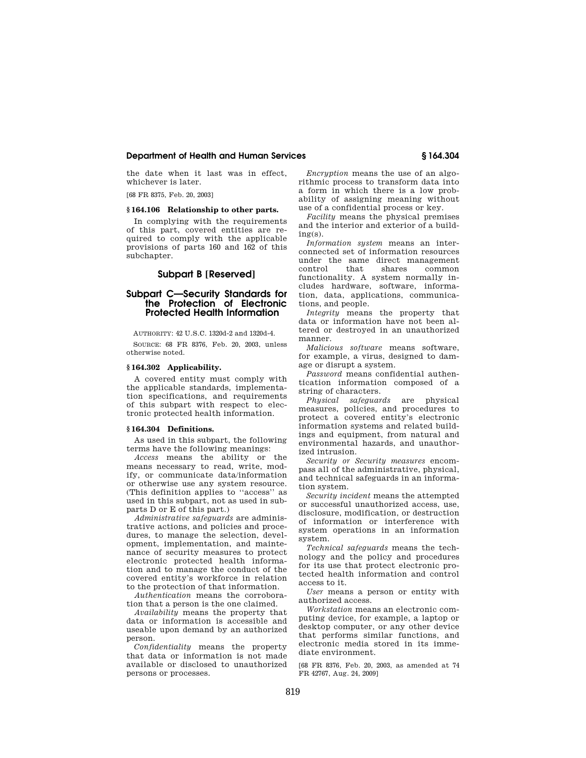the date when it last was in effect, whichever is later.

[68 FR 8375, Feb. 20, 2003]

### § 164.106 Relationship to other parts.

In complying with the requirements of this part, covered entities are required to comply with the applicable provisions of parts 160 and 162 of this subchapter.

## Subpart B [Reserved]

## Subpart C—Security Standards for the Protection of Electronic Protected Health Information

AUTHORITY: 42 U.S.C. 1320d-2 and 1320d-4.

SOURCE: 68 FR 8376, Feb. 20, 2003, unless otherwise noted.

### § 164.302 Applicability.

A covered entity must comply with the applicable standards, implementation specifications, and requirements of this subpart with respect to electronic protected health information.

### § 164.304 Definitions.

As used in this subpart, the following terms have the following meanings:

*Access* means the ability or the means necessary to read, write, modify, or communicate data/information or otherwise use any system resource. (This definition applies to "access" as used in this subpart, not as used in subparts D or E of this part.)

*Administrative safeguards* are administrative actions, and policies and procedures, to manage the selection, development, implementation, and maintenance of security measures to protect electronic protected health information and to manage the conduct of the covered entity's workforce in relation to the protection of that information.

*Authentication* means the corroboration that a person is the one claimed.

*Availability* means the property that data or information is accessible and useable upon demand by an authorized person.

*Confidentiality* means the property that data or information is not made available or disclosed to unauthorized persons or processes.

*Encryption* means the use of an algorithmic process to transform data into a form in which there is a low probability of assigning meaning without use of a confidential process or key.

*Facility* means the physical premises and the interior and exterior of a building(s).

*Information system* means an interconnected set of information resources under the same direct management control that shares common functionality. A system normally includes hardware, software, information, data, applications, communications, and people.

*Integrity* means the property that data or information have not been altered or destroyed in an unauthorized manner.

*Malicious software* means software, for example, a virus, designed to damage or disrupt a system.

*Password* means confidential authentication information composed of a string of characters.

*Physical safeguards* are physical measures, policies, and procedures to protect a covered entity's electronic information systems and related buildings and equipment, from natural and environmental hazards, and unauthorized intrusion.

*Security or Security measures* encompass all of the administrative, physical, and technical safeguards in an information system.

*Security incident* means the attempted or successful unauthorized access, use, disclosure, modification, or destruction of information or interference with system operations in an information system.

*Technical safeguards* means the technology and the policy and procedures for its use that protect electronic protected health information and control access to it.

*User* means a person or entity with authorized access.

*Workstation* means an electronic computing device, for example, a laptop or desktop computer, or any other device that performs similar functions, and electronic media stored in its immediate environment.

[68 FR 8376, Feb. 20, 2003, as amended at 74 FR 42767, Aug. 24, 2009]